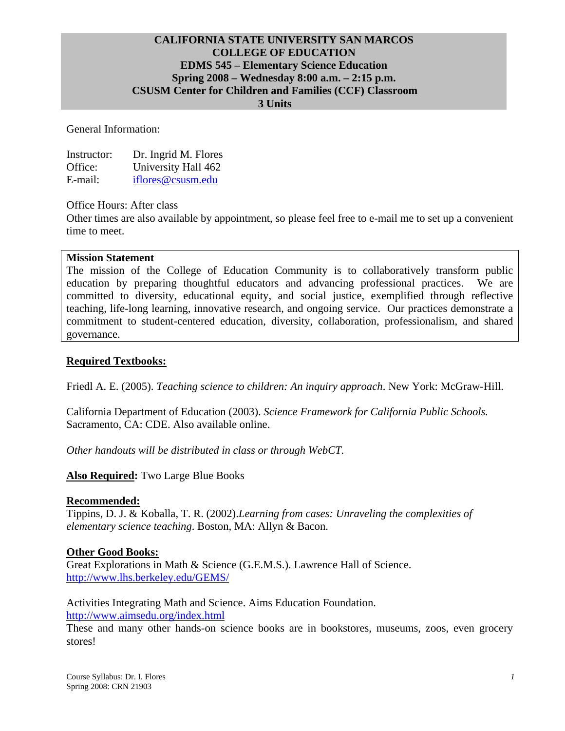# CALIFORNIA STATE UNIVERSITY SAN MARCOS
## COLLEGE OF EDUCATION
## EDMS 545 – Elementary Science Education
## Spring 2008 – Wednesday 8:00 a.m. – 2:15 p.m.
## CSUSM Center for Children and Families (CCF) Classroom
## 3 Units

General Information:

Instructor: Dr. Ingrid M. Flores
Office: University Hall 462
E-mail: iflores@csusm.edu

Office Hours: After class
Other times are also available by appointment, so please feel free to e-mail me to set up a convenient time to meet.

**Mission Statement**
The mission of the College of Education Community is to collaboratively transform public education by preparing thoughtful educators and advancing professional practices. We are committed to diversity, educational equity, and social justice, exemplified through reflective teaching, life-long learning, innovative research, and ongoing service. Our practices demonstrate a commitment to student-centered education, diversity, collaboration, professionalism, and shared governance.

**Required Textbooks:**

Friedl A. E. (2005). *Teaching science to children: An inquiry approach*. New York: McGraw-Hill.

California Department of Education (2003). *Science Framework for California Public Schools.* Sacramento, CA: CDE. Also available online.

*Other handouts will be distributed in class or through WebCT.*

**Also Required:** Two Large Blue Books

**Recommended:**
Tippins, D. J. & Koballa, T. R. (2002).*Learning from cases: Unraveling the complexities of elementary science teaching*. Boston, MA: Allyn & Bacon.

**Other Good Books:**
Great Explorations in Math & Science (G.E.M.S.). Lawrence Hall of Science.
http://www.lhs.berkeley.edu/GEMS/

Activities Integrating Math and Science. Aims Education Foundation.
http://www.aimsedu.org/index.html
These and many other hands-on science books are in bookstores, museums, zoos, even grocery stores!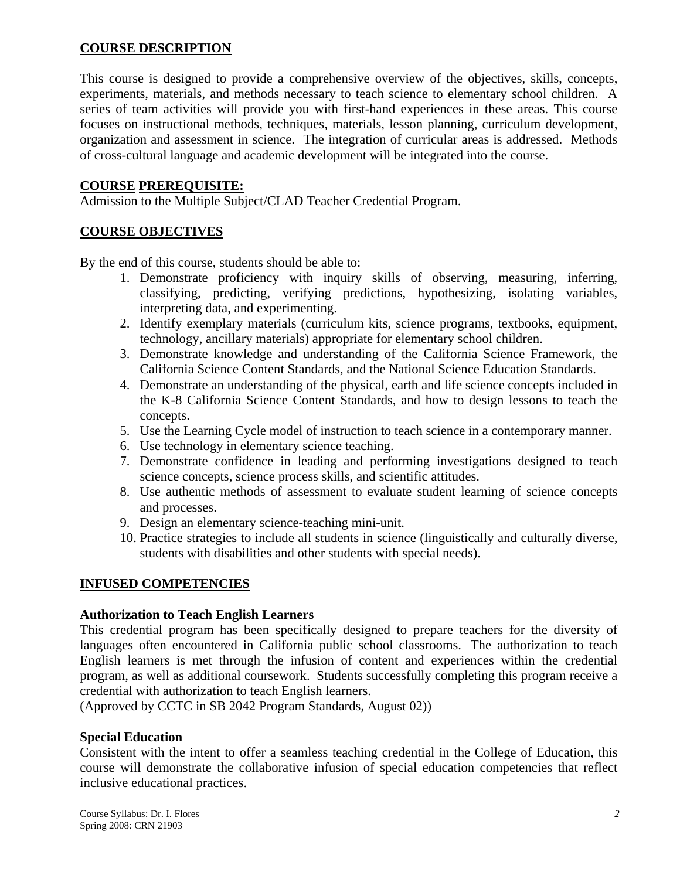## COURSE DESCRIPTION

This course is designed to provide a comprehensive overview of the objectives, skills, concepts, experiments, materials, and methods necessary to teach science to elementary school children. A series of team activities will provide you with first-hand experiences in these areas. This course focuses on instructional methods, techniques, materials, lesson planning, curriculum development, organization and assessment in science. The integration of curricular areas is addressed. Methods of cross-cultural language and academic development will be integrated into the course.

## COURSE PREREQUISITE:

Admission to the Multiple Subject/CLAD Teacher Credential Program.

## COURSE OBJECTIVES

By the end of this course, students should be able to:

1. Demonstrate proficiency with inquiry skills of observing, measuring, inferring, classifying, predicting, verifying predictions, hypothesizing, isolating variables, interpreting data, and experimenting.
2. Identify exemplary materials (curriculum kits, science programs, textbooks, equipment, technology, ancillary materials) appropriate for elementary school children.
3. Demonstrate knowledge and understanding of the California Science Framework, the California Science Content Standards, and the National Science Education Standards.
4. Demonstrate an understanding of the physical, earth and life science concepts included in the K-8 California Science Content Standards, and how to design lessons to teach the concepts.
5. Use the Learning Cycle model of instruction to teach science in a contemporary manner.
6. Use technology in elementary science teaching.
7. Demonstrate confidence in leading and performing investigations designed to teach science concepts, science process skills, and scientific attitudes.
8. Use authentic methods of assessment to evaluate student learning of science concepts and processes.
9. Design an elementary science-teaching mini-unit.
10. Practice strategies to include all students in science (linguistically and culturally diverse, students with disabilities and other students with special needs).

## INFUSED COMPETENCIES

### Authorization to Teach English Learners

This credential program has been specifically designed to prepare teachers for the diversity of languages often encountered in California public school classrooms. The authorization to teach English learners is met through the infusion of content and experiences within the credential program, as well as additional coursework. Students successfully completing this program receive a credential with authorization to teach English learners.
(Approved by CCTC in SB 2042 Program Standards, August 02))

### Special Education

Consistent with the intent to offer a seamless teaching credential in the College of Education, this course will demonstrate the collaborative infusion of special education competencies that reflect inclusive educational practices.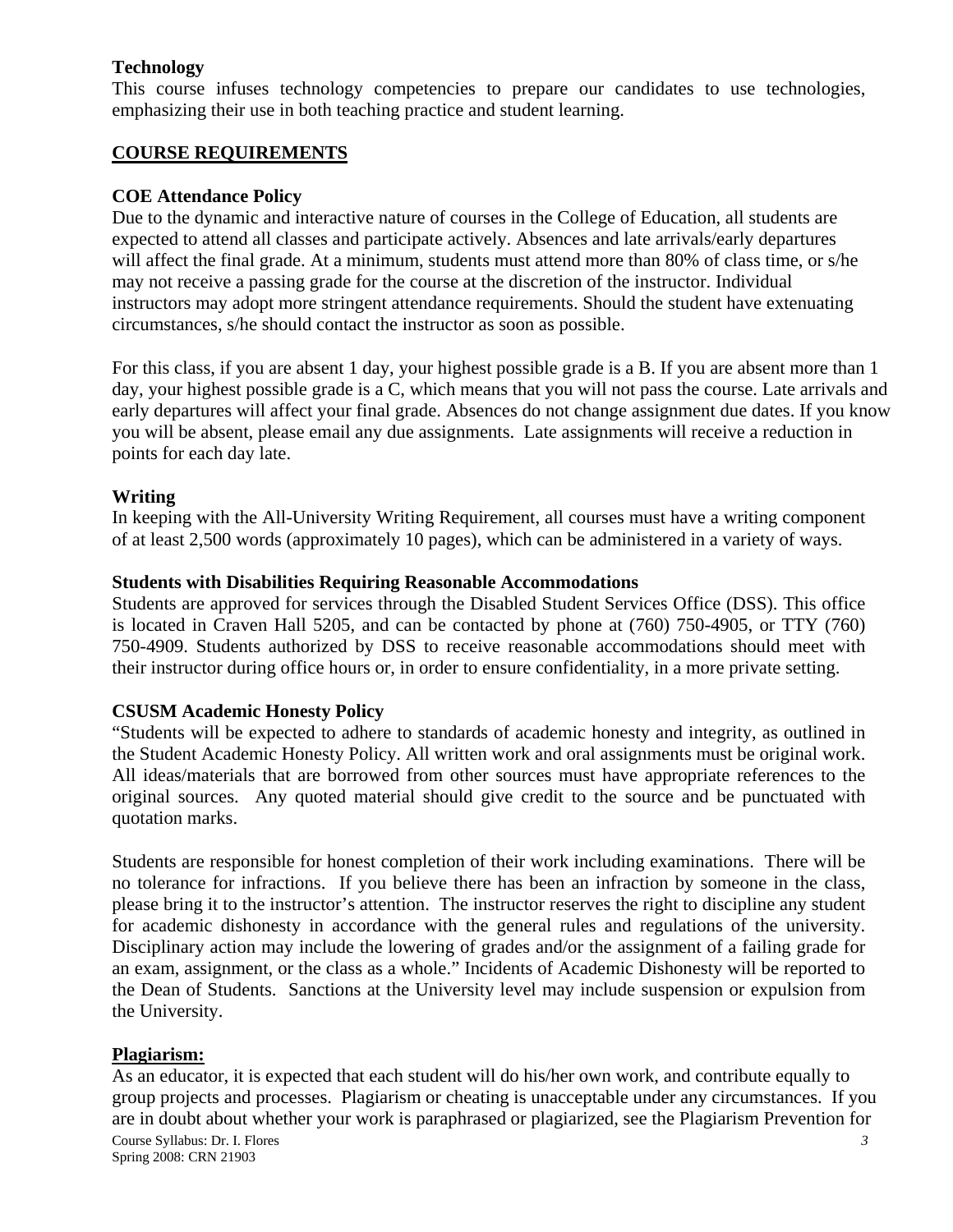**Technology**

This course infuses technology competencies to prepare our candidates to use technologies, emphasizing their use in both teaching practice and student learning.

## COURSE REQUIREMENTS

**COE Attendance Policy**

Due to the dynamic and interactive nature of courses in the College of Education, all students are expected to attend all classes and participate actively. Absences and late arrivals/early departures will affect the final grade. At a minimum, students must attend more than 80% of class time, or s/he may not receive a passing grade for the course at the discretion of the instructor. Individual instructors may adopt more stringent attendance requirements. Should the student have extenuating circumstances, s/he should contact the instructor as soon as possible.

For this class, if you are absent 1 day, your highest possible grade is a B. If you are absent more than 1 day, your highest possible grade is a C, which means that you will not pass the course. Late arrivals and early departures will affect your final grade. Absences do not change assignment due dates. If you know you will be absent, please email any due assignments. Late assignments will receive a reduction in points for each day late.

**Writing**

In keeping with the All-University Writing Requirement, all courses must have a writing component of at least 2,500 words (approximately 10 pages), which can be administered in a variety of ways.

**Students with Disabilities Requiring Reasonable Accommodations**

Students are approved for services through the Disabled Student Services Office (DSS). This office is located in Craven Hall 5205, and can be contacted by phone at (760) 750-4905, or TTY (760) 750-4909. Students authorized by DSS to receive reasonable accommodations should meet with their instructor during office hours or, in order to ensure confidentiality, in a more private setting.

**CSUSM Academic Honesty Policy**

"Students will be expected to adhere to standards of academic honesty and integrity, as outlined in the Student Academic Honesty Policy. All written work and oral assignments must be original work. All ideas/materials that are borrowed from other sources must have appropriate references to the original sources. Any quoted material should give credit to the source and be punctuated with quotation marks.

Students are responsible for honest completion of their work including examinations. There will be no tolerance for infractions. If you believe there has been an infraction by someone in the class, please bring it to the instructor's attention. The instructor reserves the right to discipline any student for academic dishonesty in accordance with the general rules and regulations of the university. Disciplinary action may include the lowering of grades and/or the assignment of a failing grade for an exam, assignment, or the class as a whole." Incidents of Academic Dishonesty will be reported to the Dean of Students. Sanctions at the University level may include suspension or expulsion from the University.

**Plagiarism:**

As an educator, it is expected that each student will do his/her own work, and contribute equally to group projects and processes. Plagiarism or cheating is unacceptable under any circumstances. If you are in doubt about whether your work is paraphrased or plagiarized, see the Plagiarism Prevention for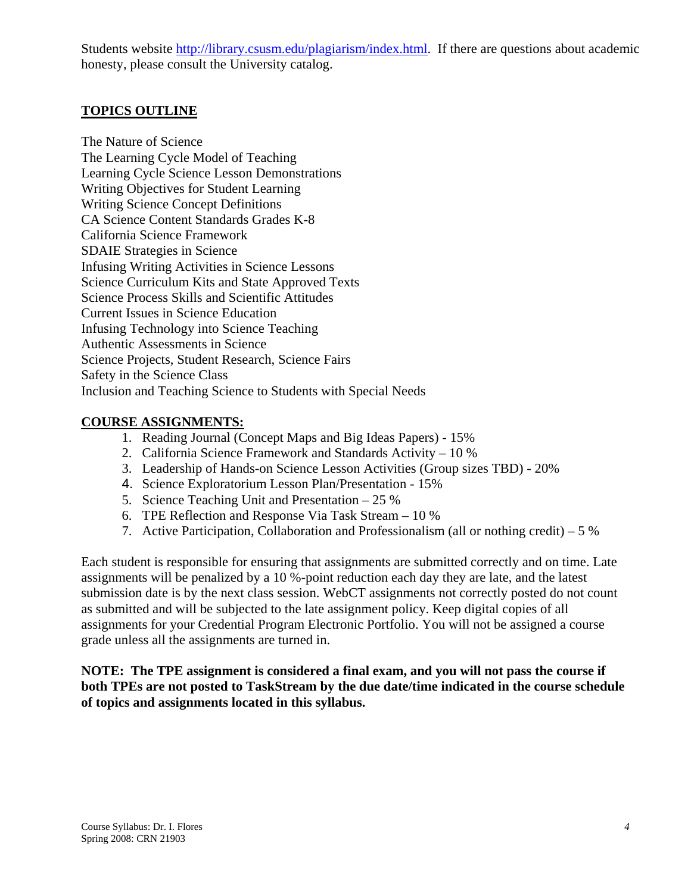Students website http://library.csusm.edu/plagiarism/index.html. If there are questions about academic honesty, please consult the University catalog.

## TOPICS OUTLINE

The Nature of Science
The Learning Cycle Model of Teaching
Learning Cycle Science Lesson Demonstrations
Writing Objectives for Student Learning
Writing Science Concept Definitions
CA Science Content Standards Grades K-8
California Science Framework
SDAIE Strategies in Science
Infusing Writing Activities in Science Lessons
Science Curriculum Kits and State Approved Texts
Science Process Skills and Scientific Attitudes
Current Issues in Science Education
Infusing Technology into Science Teaching
Authentic Assessments in Science
Science Projects, Student Research, Science Fairs
Safety in the Science Class
Inclusion and Teaching Science to Students with Special Needs

## COURSE ASSIGNMENTS:

1. Reading Journal (Concept Maps and Big Ideas Papers) - 15%
2. California Science Framework and Standards Activity – 10 %
3. Leadership of Hands-on Science Lesson Activities (Group sizes TBD) - 20%
4. Science Exploratorium Lesson Plan/Presentation - 15%
5. Science Teaching Unit and Presentation – 25 %
6. TPE Reflection and Response Via Task Stream – 10 %
7. Active Participation, Collaboration and Professionalism (all or nothing credit) – 5 %

Each student is responsible for ensuring that assignments are submitted correctly and on time. Late assignments will be penalized by a 10 %-point reduction each day they are late, and the latest submission date is by the next class session. WebCT assignments not correctly posted do not count as submitted and will be subjected to the late assignment policy. Keep digital copies of all assignments for your Credential Program Electronic Portfolio. You will not be assigned a course grade unless all the assignments are turned in.

**NOTE: The TPE assignment is considered a final exam, and you will not pass the course if both TPEs are not posted to TaskStream by the due date/time indicated in the course schedule of topics and assignments located in this syllabus.**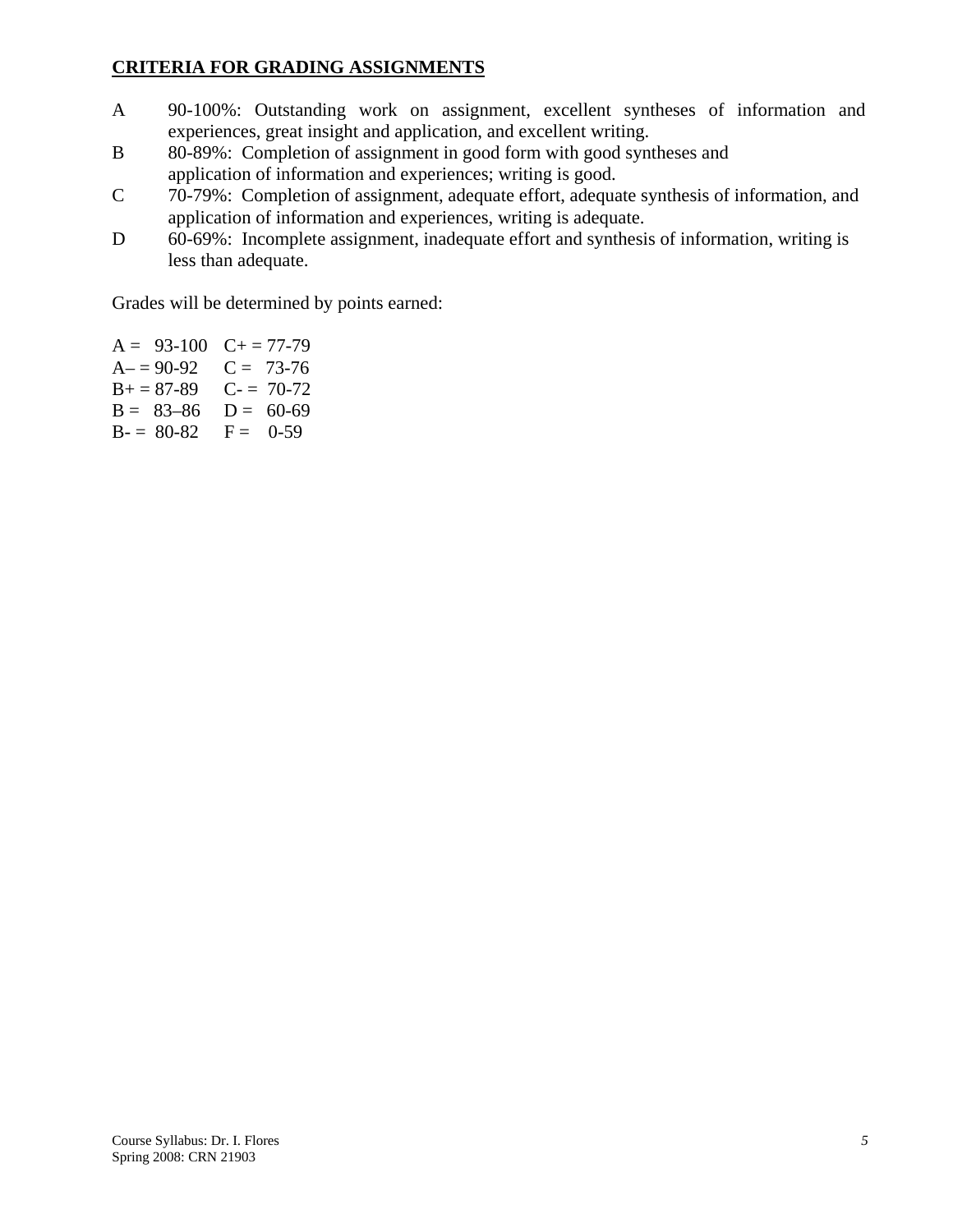## CRITERIA FOR GRADING ASSIGNMENTS

- A 90-100%: Outstanding work on assignment, excellent syntheses of information and experiences, great insight and application, and excellent writing.
- B 80-89%: Completion of assignment in good form with good syntheses and application of information and experiences; writing is good.
- C 70-79%: Completion of assignment, adequate effort, adequate synthesis of information, and application of information and experiences, writing is adequate.
- D 60-69%: Incomplete assignment, inadequate effort and synthesis of information, writing is less than adequate.

Grades will be determined by points earned:

| | |
|---|---|
| A = 93-100 | C+ = 77-79 |
| A– = 90-92 | C = 73-76 |
| B+ = 87-89 | C- = 70-72 |
| B = 83–86 | D = 60-69 |
| B- = 80-82 | F = 0-59 |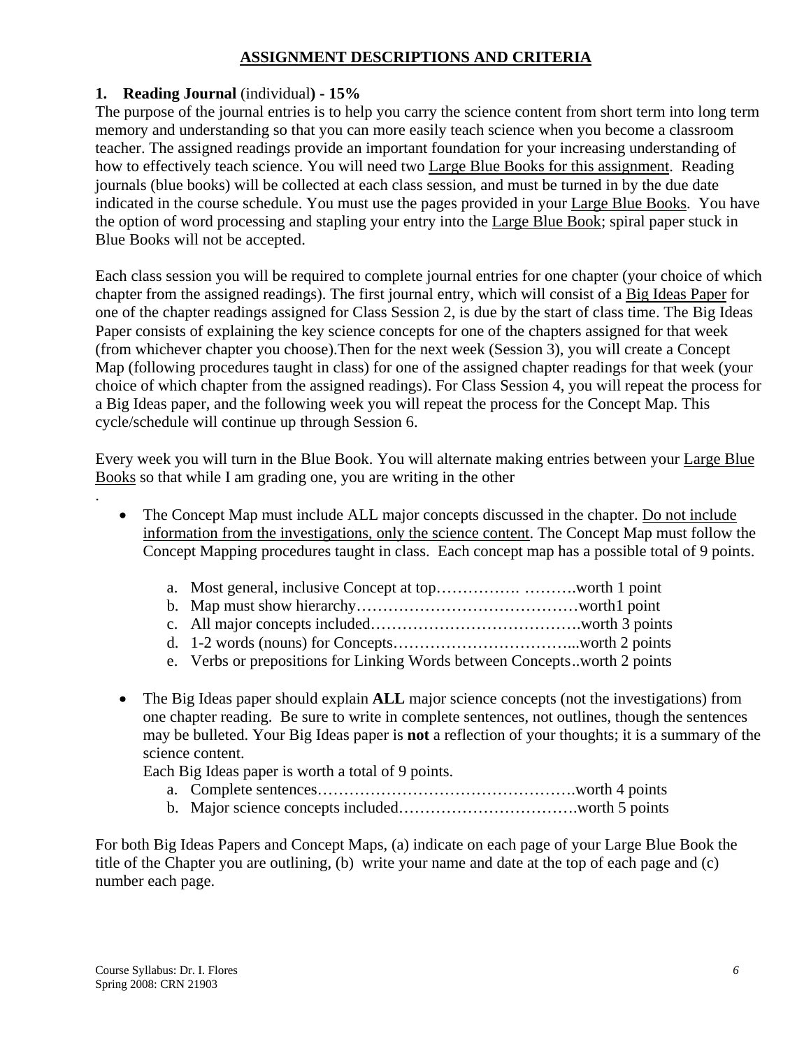## ASSIGNMENT DESCRIPTIONS AND CRITERIA

**1. Reading Journal** (individual**) - 15%**

The purpose of the journal entries is to help you carry the science content from short term into long term memory and understanding so that you can more easily teach science when you become a classroom teacher. The assigned readings provide an important foundation for your increasing understanding of how to effectively teach science. You will need two Large Blue Books for this assignment. Reading journals (blue books) will be collected at each class session, and must be turned in by the due date indicated in the course schedule. You must use the pages provided in your Large Blue Books. You have the option of word processing and stapling your entry into the Large Blue Book; spiral paper stuck in Blue Books will not be accepted.

Each class session you will be required to complete journal entries for one chapter (your choice of which chapter from the assigned readings). The first journal entry, which will consist of a Big Ideas Paper for one of the chapter readings assigned for Class Session 2, is due by the start of class time. The Big Ideas Paper consists of explaining the key science concepts for one of the chapters assigned for that week (from whichever chapter you choose).Then for the next week (Session 3), you will create a Concept Map (following procedures taught in class) for one of the assigned chapter readings for that week (your choice of which chapter from the assigned readings). For Class Session 4, you will repeat the process for a Big Ideas paper, and the following week you will repeat the process for the Concept Map. This cycle/schedule will continue up through Session 6.

Every week you will turn in the Blue Book. You will alternate making entries between your Large Blue Books so that while I am grading one, you are writing in the other

.

- The Concept Map must include ALL major concepts discussed in the chapter. Do not include information from the investigations, only the science content. The Concept Map must follow the Concept Mapping procedures taught in class. Each concept map has a possible total of 9 points.
  a. Most general, inclusive Concept at top……………. ……….worth 1 point
  b. Map must show hierarchy……………………………………worth1 point
  c. All major concepts included………………………………….worth 3 points
  d. 1-2 words (nouns) for Concepts……………………………...worth 2 points
  e. Verbs or prepositions for Linking Words between Concepts..worth 2 points

- The Big Ideas paper should explain **ALL** major science concepts (not the investigations) from one chapter reading. Be sure to write in complete sentences, not outlines, though the sentences may be bulleted. Your Big Ideas paper is **not** a reflection of your thoughts; it is a summary of the science content.
  Each Big Ideas paper is worth a total of 9 points.
  a. Complete sentences………………………………………….worth 4 points
  b. Major science concepts included…………………………….worth 5 points

For both Big Ideas Papers and Concept Maps, (a) indicate on each page of your Large Blue Book the title of the Chapter you are outlining, (b) write your name and date at the top of each page and (c) number each page.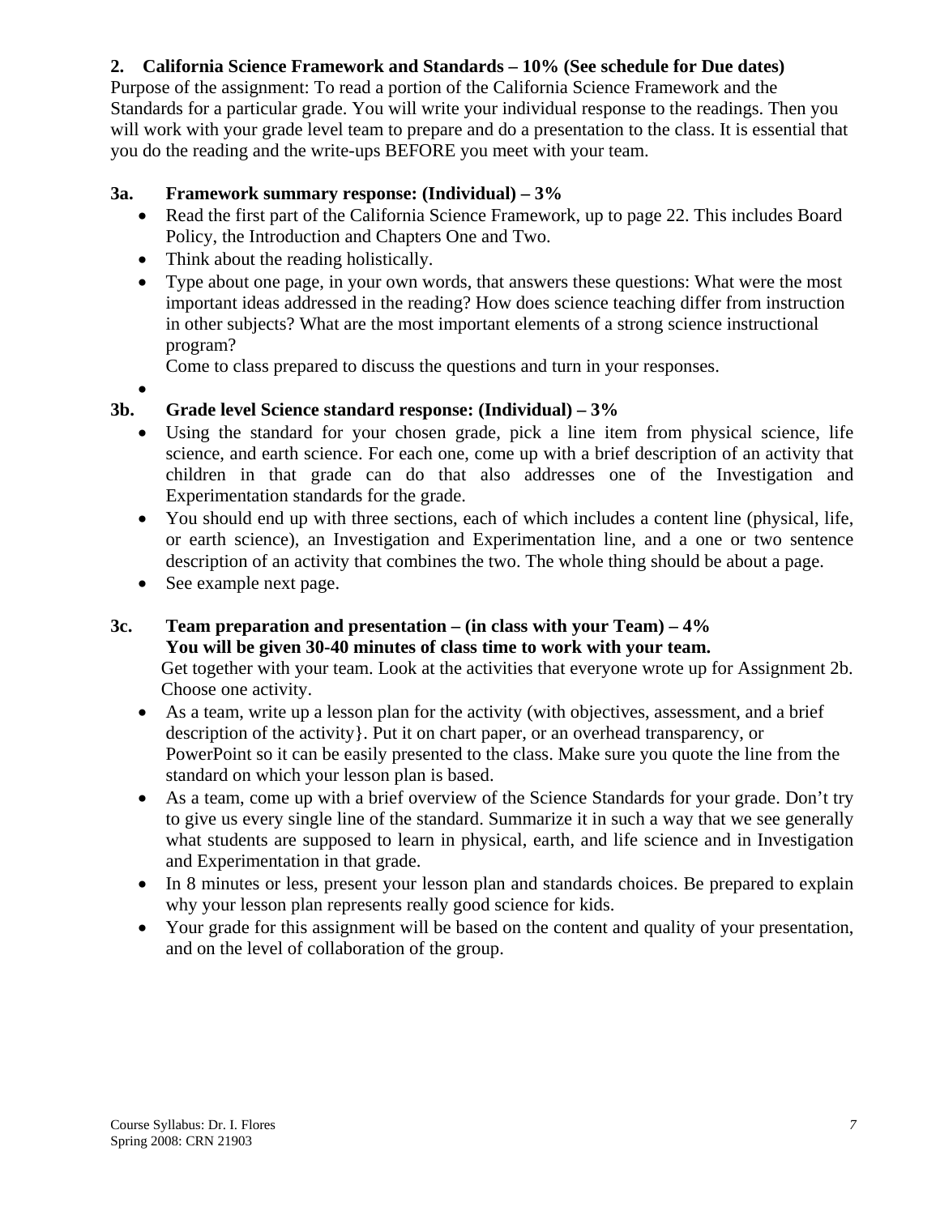**2. California Science Framework and Standards – 10% (See schedule for Due dates)**

Purpose of the assignment: To read a portion of the California Science Framework and the Standards for a particular grade. You will write your individual response to the readings. Then you will work with your grade level team to prepare and do a presentation to the class. It is essential that you do the reading and the write-ups BEFORE you meet with your team.

**3a. Framework summary response: (Individual) – 3%**

- Read the first part of the California Science Framework, up to page 22. This includes Board Policy, the Introduction and Chapters One and Two.
- Think about the reading holistically.
- Type about one page, in your own words, that answers these questions: What were the most important ideas addressed in the reading? How does science teaching differ from instruction in other subjects? What are the most important elements of a strong science instructional program?

  Come to class prepared to discuss the questions and turn in your responses.
- 

**3b. Grade level Science standard response: (Individual) – 3%**

- Using the standard for your chosen grade, pick a line item from physical science, life science, and earth science. For each one, come up with a brief description of an activity that children in that grade can do that also addresses one of the Investigation and Experimentation standards for the grade.
- You should end up with three sections, each of which includes a content line (physical, life, or earth science), an Investigation and Experimentation line, and a one or two sentence description of an activity that combines the two. The whole thing should be about a page.
- See example next page.

**3c. Team preparation and presentation – (in class with your Team) – 4%**
**You will be given 30-40 minutes of class time to work with your team.**

Get together with your team. Look at the activities that everyone wrote up for Assignment 2b. Choose one activity.

- As a team, write up a lesson plan for the activity (with objectives, assessment, and a brief description of the activity}. Put it on chart paper, or an overhead transparency, or PowerPoint so it can be easily presented to the class. Make sure you quote the line from the standard on which your lesson plan is based.
- As a team, come up with a brief overview of the Science Standards for your grade. Don't try to give us every single line of the standard. Summarize it in such a way that we see generally what students are supposed to learn in physical, earth, and life science and in Investigation and Experimentation in that grade.
- In 8 minutes or less, present your lesson plan and standards choices. Be prepared to explain why your lesson plan represents really good science for kids.
- Your grade for this assignment will be based on the content and quality of your presentation, and on the level of collaboration of the group.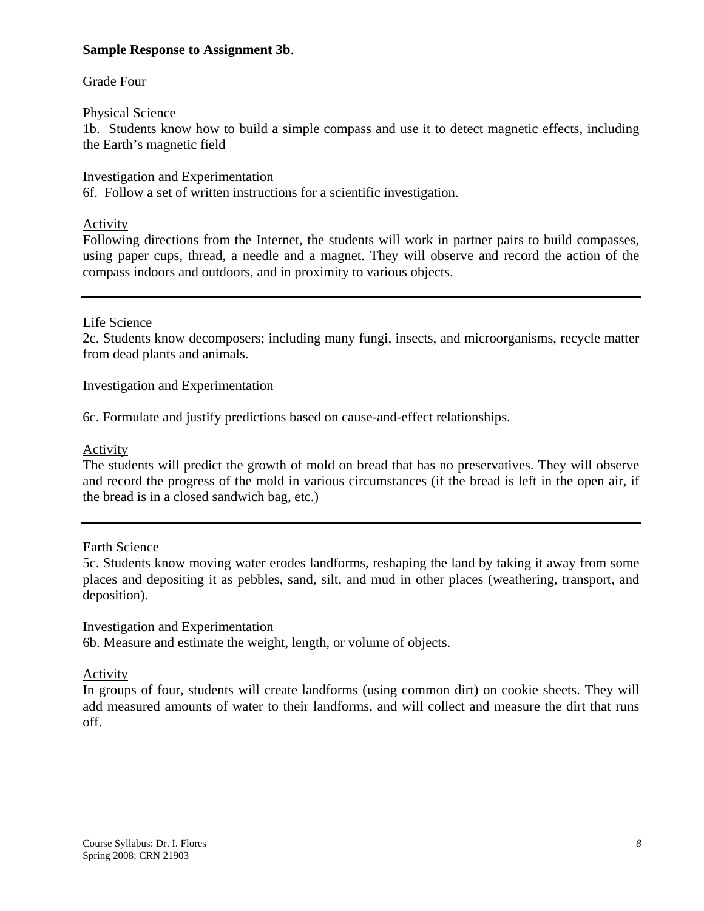**Sample Response to Assignment 3b**.

Grade Four

Physical Science
1b. Students know how to build a simple compass and use it to detect magnetic effects, including the Earth's magnetic field

Investigation and Experimentation
6f. Follow a set of written instructions for a scientific investigation.

<u>Activity</u>
Following directions from the Internet, the students will work in partner pairs to build compasses, using paper cups, thread, a needle and a magnet. They will observe and record the action of the compass indoors and outdoors, and in proximity to various objects.

---

Life Science
2c. Students know decomposers; including many fungi, insects, and microorganisms, recycle matter from dead plants and animals.

Investigation and Experimentation

6c. Formulate and justify predictions based on cause-and-effect relationships.

<u>Activity</u>
The students will predict the growth of mold on bread that has no preservatives. They will observe and record the progress of the mold in various circumstances (if the bread is left in the open air, if the bread is in a closed sandwich bag, etc.)

---

Earth Science
5c. Students know moving water erodes landforms, reshaping the land by taking it away from some places and depositing it as pebbles, sand, silt, and mud in other places (weathering, transport, and deposition).

Investigation and Experimentation
6b. Measure and estimate the weight, length, or volume of objects.

<u>Activity</u>
In groups of four, students will create landforms (using common dirt) on cookie sheets. They will add measured amounts of water to their landforms, and will collect and measure the dirt that runs off.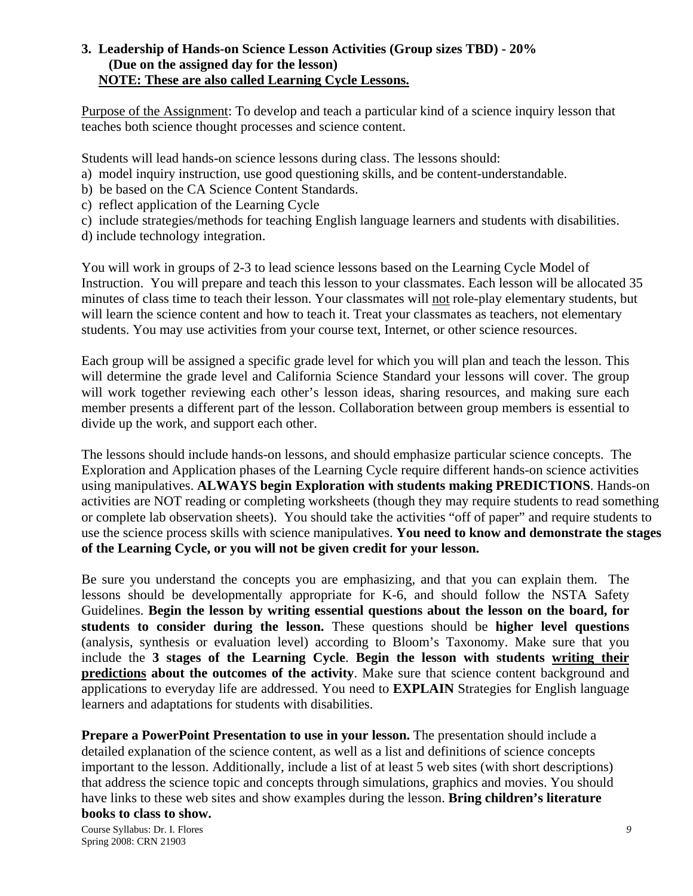### 3. Leadership of Hands-on Science Lesson Activities (Group sizes TBD) - 20% (Due on the assigned day for the lesson) NOTE: These are also called Learning Cycle Lessons.

Purpose of the Assignment: To develop and teach a particular kind of a science inquiry lesson that teaches both science thought processes and science content.

Students will lead hands-on science lessons during class. The lessons should:

a) model inquiry instruction, use good questioning skills, and be content-understandable.
b) be based on the CA Science Content Standards.
c) reflect application of the Learning Cycle
c) include strategies/methods for teaching English language learners and students with disabilities.
d) include technology integration.

You will work in groups of 2-3 to lead science lessons based on the Learning Cycle Model of Instruction. You will prepare and teach this lesson to your classmates. Each lesson will be allocated 35 minutes of class time to teach their lesson. Your classmates will not role-play elementary students, but will learn the science content and how to teach it. Treat your classmates as teachers, not elementary students. You may use activities from your course text, Internet, or other science resources.

Each group will be assigned a specific grade level for which you will plan and teach the lesson. This will determine the grade level and California Science Standard your lessons will cover. The group will work together reviewing each other's lesson ideas, sharing resources, and making sure each member presents a different part of the lesson. Collaboration between group members is essential to divide up the work, and support each other.

The lessons should include hands-on lessons, and should emphasize particular science concepts. The Exploration and Application phases of the Learning Cycle require different hands-on science activities using manipulatives. **ALWAYS begin Exploration with students making PREDICTIONS**. Hands-on activities are NOT reading or completing worksheets (though they may require students to read something or complete lab observation sheets). You should take the activities "off of paper" and require students to use the science process skills with science manipulatives. **You need to know and demonstrate the stages of the Learning Cycle, or you will not be given credit for your lesson.**

Be sure you understand the concepts you are emphasizing, and that you can explain them. The lessons should be developmentally appropriate for K-6, and should follow the NSTA Safety Guidelines. **Begin the lesson by writing essential questions about the lesson on the board, for students to consider during the lesson.** These questions should be **higher level questions** (analysis, synthesis or evaluation level) according to Bloom's Taxonomy. Make sure that you include the **3 stages of the Learning Cycle**. **Begin the lesson with students writing their predictions about the outcomes of the activity**. Make sure that science content background and applications to everyday life are addressed. You need to **EXPLAIN** Strategies for English language learners and adaptations for students with disabilities.

**Prepare a PowerPoint Presentation to use in your lesson.** The presentation should include a detailed explanation of the science content, as well as a list and definitions of science concepts important to the lesson. Additionally, include a list of at least 5 web sites (with short descriptions) that address the science topic and concepts through simulations, graphics and movies. You should have links to these web sites and show examples during the lesson. **Bring children's literature books to class to show.**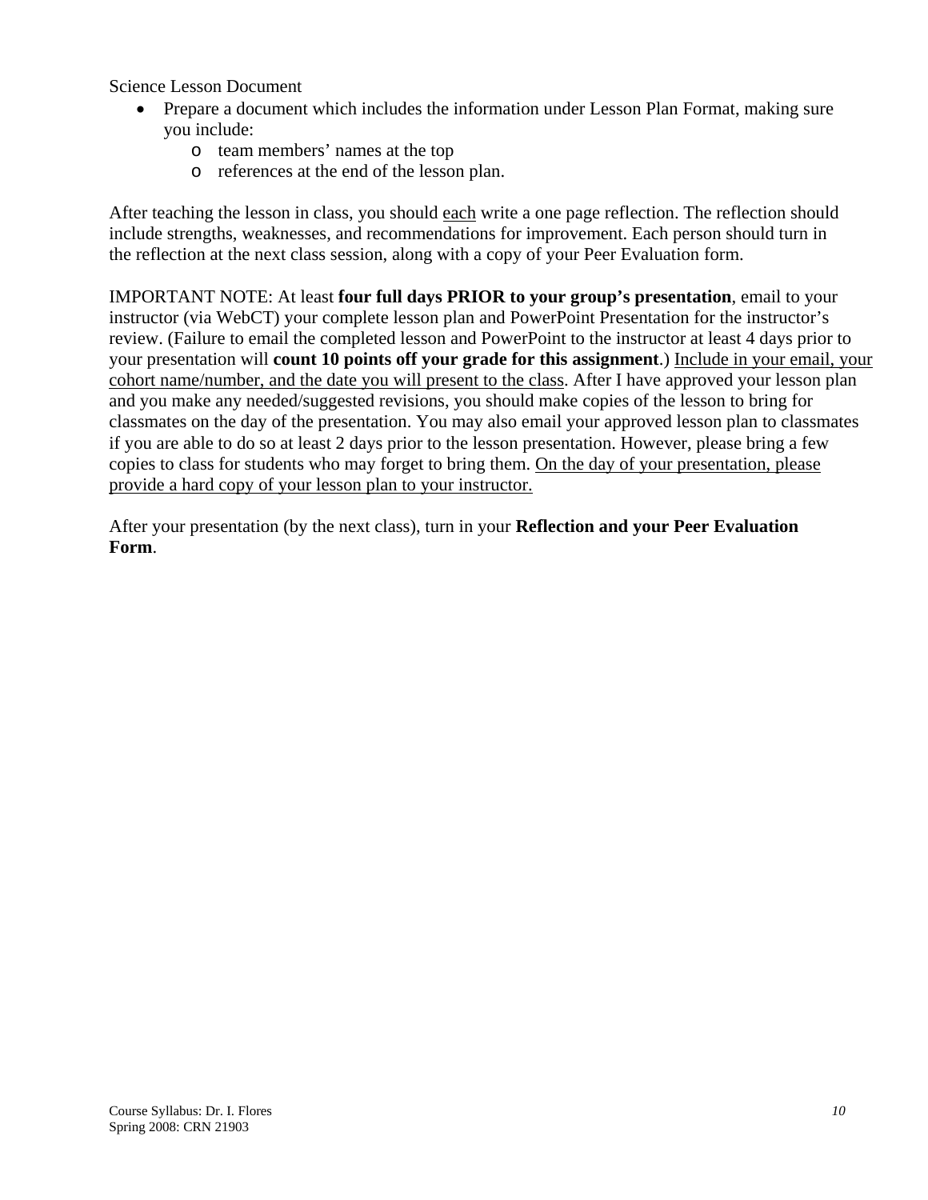Science Lesson Document

- Prepare a document which includes the information under Lesson Plan Format, making sure you include:
    - team members' names at the top
    - references at the end of the lesson plan.

After teaching the lesson in class, you should <u>each</u> write a one page reflection. The reflection should include strengths, weaknesses, and recommendations for improvement. Each person should turn in the reflection at the next class session, along with a copy of your Peer Evaluation form.

IMPORTANT NOTE: At least **four full days PRIOR to your group's presentation**, email to your instructor (via WebCT) your complete lesson plan and PowerPoint Presentation for the instructor's review. (Failure to email the completed lesson and PowerPoint to the instructor at least 4 days prior to your presentation will **count 10 points off your grade for this assignment**.) <u>Include in your email, your cohort name/number, and the date you will present to the class</u>. After I have approved your lesson plan and you make any needed/suggested revisions, you should make copies of the lesson to bring for classmates on the day of the presentation. You may also email your approved lesson plan to classmates if you are able to do so at least 2 days prior to the lesson presentation. However, please bring a few copies to class for students who may forget to bring them. <u>On the day of your presentation, please provide a hard copy of your lesson plan to your instructor.</u>

After your presentation (by the next class), turn in your **Reflection and your Peer Evaluation Form**.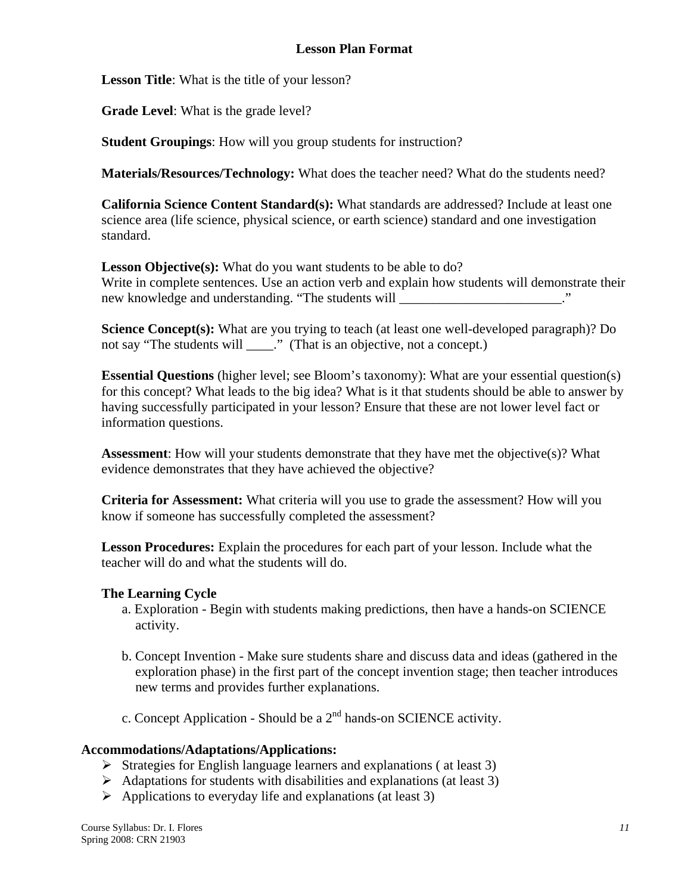## Lesson Plan Format

**Lesson Title**: What is the title of your lesson?

**Grade Level**: What is the grade level?

**Student Groupings**: How will you group students for instruction?

**Materials/Resources/Technology:** What does the teacher need? What do the students need?

**California Science Content Standard(s):** What standards are addressed? Include at least one science area (life science, physical science, or earth science) standard and one investigation standard.

**Lesson Objective(s):** What do you want students to be able to do?
Write in complete sentences. Use an action verb and explain how students will demonstrate their new knowledge and understanding. "The students will ________________________."

**Science Concept(s):** What are you trying to teach (at least one well-developed paragraph)? Do not say "The students will ____." (That is an objective, not a concept.)

**Essential Questions** (higher level; see Bloom's taxonomy): What are your essential question(s) for this concept? What leads to the big idea? What is it that students should be able to answer by having successfully participated in your lesson? Ensure that these are not lower level fact or information questions.

**Assessment**: How will your students demonstrate that they have met the objective(s)? What evidence demonstrates that they have achieved the objective?

**Criteria for Assessment:** What criteria will you use to grade the assessment? How will you know if someone has successfully completed the assessment?

**Lesson Procedures:** Explain the procedures for each part of your lesson. Include what the teacher will do and what the students will do.

**The Learning Cycle**

a. Exploration - Begin with students making predictions, then have a hands-on SCIENCE activity.

b. Concept Invention - Make sure students share and discuss data and ideas (gathered in the exploration phase) in the first part of the concept invention stage; then teacher introduces new terms and provides further explanations.

c. Concept Application - Should be a 2nd hands-on SCIENCE activity.

**Accommodations/Adaptations/Applications:**

- Strategies for English language learners and explanations ( at least 3)
- Adaptations for students with disabilities and explanations (at least 3)
- Applications to everyday life and explanations (at least 3)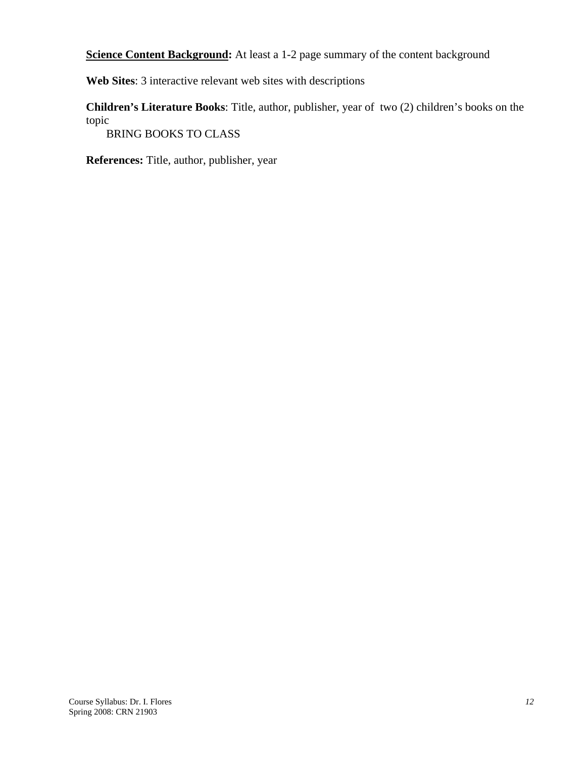**<u>Science Content Background</u>:** At least a 1-2 page summary of the content background

**Web Sites**: 3 interactive relevant web sites with descriptions

**Children's Literature Books**: Title, author, publisher, year of two (2) children's books on the topic

BRING BOOKS TO CLASS

**References:** Title, author, publisher, year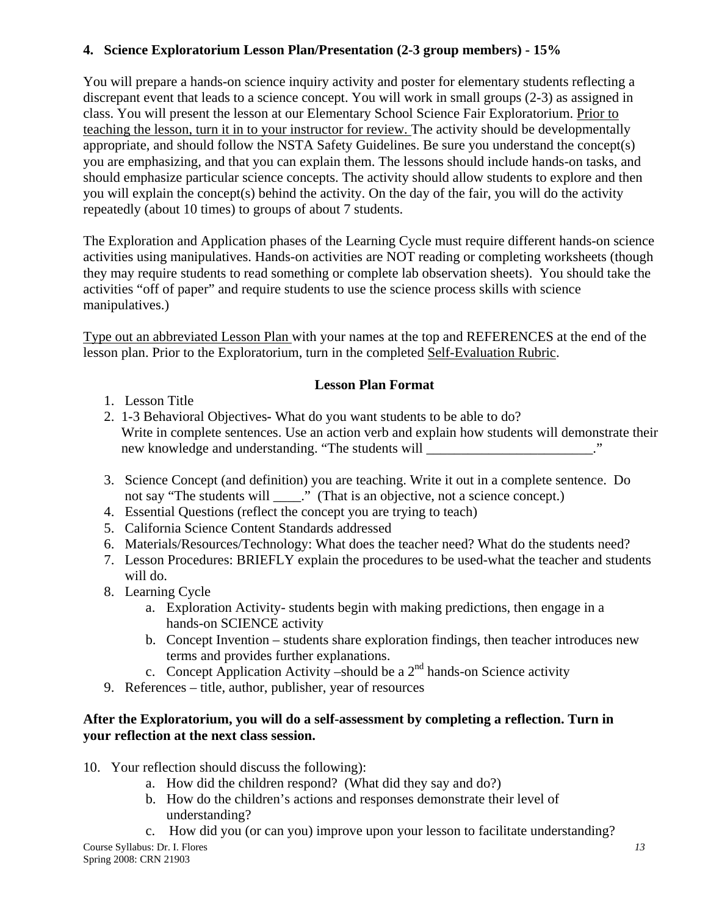**4. Science Exploratorium Lesson Plan/Presentation (2-3 group members) - 15%**

You will prepare a hands-on science inquiry activity and poster for elementary students reflecting a discrepant event that leads to a science concept. You will work in small groups (2-3) as assigned in class. You will present the lesson at our Elementary School Science Fair Exploratorium. Prior to teaching the lesson, turn it in to your instructor for review. The activity should be developmentally appropriate, and should follow the NSTA Safety Guidelines. Be sure you understand the concept(s) you are emphasizing, and that you can explain them. The lessons should include hands-on tasks, and should emphasize particular science concepts. The activity should allow students to explore and then you will explain the concept(s) behind the activity. On the day of the fair, you will do the activity repeatedly (about 10 times) to groups of about 7 students.

The Exploration and Application phases of the Learning Cycle must require different hands-on science activities using manipulatives. Hands-on activities are NOT reading or completing worksheets (though they may require students to read something or complete lab observation sheets). You should take the activities "off of paper" and require students to use the science process skills with science manipulatives.)

Type out an abbreviated Lesson Plan with your names at the top and REFERENCES at the end of the lesson plan. Prior to the Exploratorium, turn in the completed Self-Evaluation Rubric.

**Lesson Plan Format**

1. Lesson Title
2. 1-3 Behavioral Objectives- What do you want students to be able to do? Write in complete sentences. Use an action verb and explain how students will demonstrate their new knowledge and understanding. "The students will ________________________."
3. Science Concept (and definition) you are teaching. Write it out in a complete sentence. Do not say "The students will ____." (That is an objective, not a science concept.)
4. Essential Questions (reflect the concept you are trying to teach)
5. California Science Content Standards addressed
6. Materials/Resources/Technology: What does the teacher need? What do the students need?
7. Lesson Procedures: BRIEFLY explain the procedures to be used-what the teacher and students will do.
8. Learning Cycle
   a. Exploration Activity- students begin with making predictions, then engage in a hands-on SCIENCE activity
   b. Concept Invention – students share exploration findings, then teacher introduces new terms and provides further explanations.
   c. Concept Application Activity –should be a 2nd hands-on Science activity
9. References – title, author, publisher, year of resources

**After the Exploratorium, you will do a self-assessment by completing a reflection. Turn in your reflection at the next class session.**

10. Your reflection should discuss the following):
    a. How did the children respond? (What did they say and do?)
    b. How do the children's actions and responses demonstrate their level of understanding?
    c. How did you (or can you) improve upon your lesson to facilitate understanding?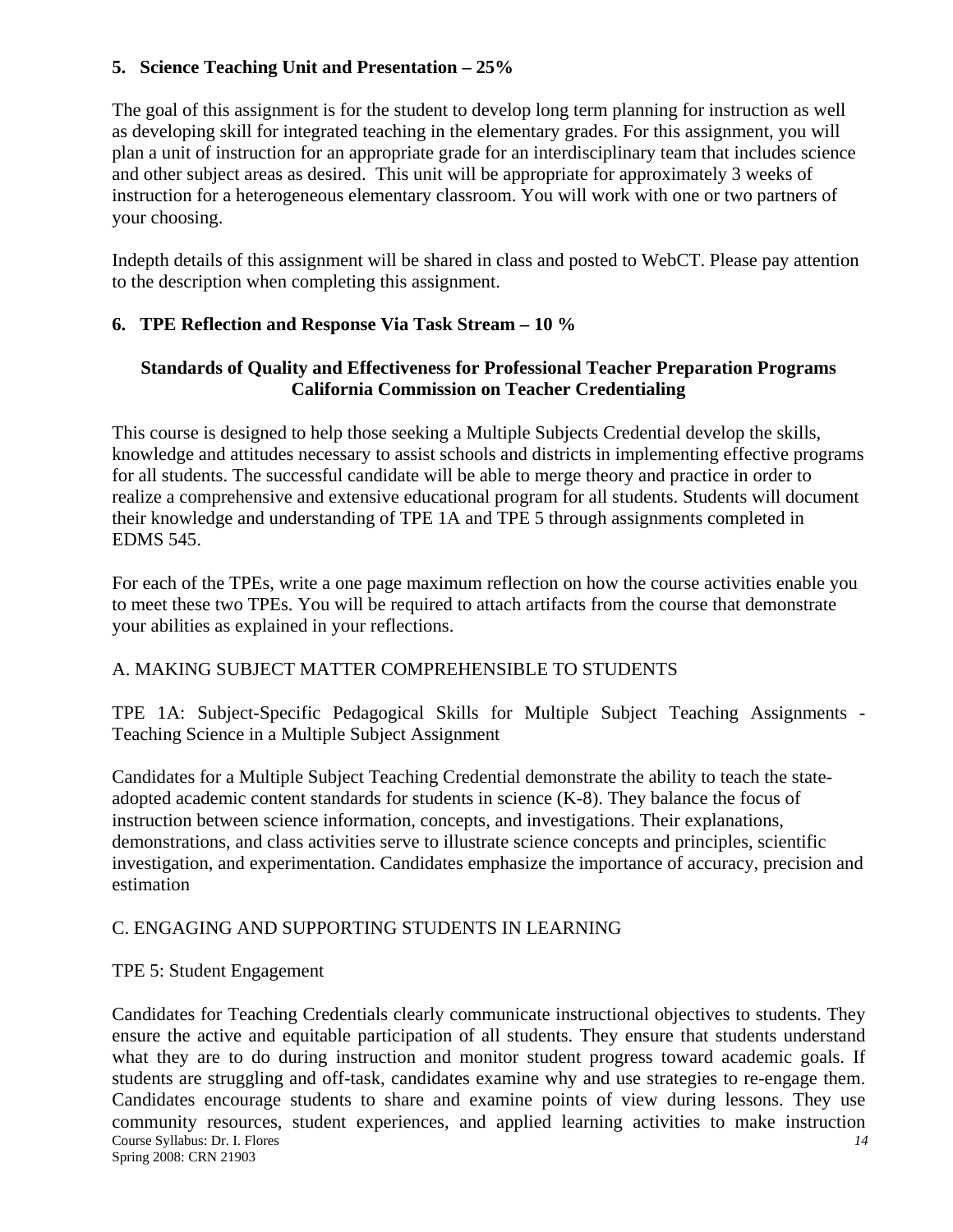**5. Science Teaching Unit and Presentation – 25%**

The goal of this assignment is for the student to develop long term planning for instruction as well as developing skill for integrated teaching in the elementary grades. For this assignment, you will plan a unit of instruction for an appropriate grade for an interdisciplinary team that includes science and other subject areas as desired. This unit will be appropriate for approximately 3 weeks of instruction for a heterogeneous elementary classroom. You will work with one or two partners of your choosing.

Indepth details of this assignment will be shared in class and posted to WebCT. Please pay attention to the description when completing this assignment.

**6. TPE Reflection and Response Via Task Stream – 10 %**

**Standards of Quality and Effectiveness for Professional Teacher Preparation Programs California Commission on Teacher Credentialing**

This course is designed to help those seeking a Multiple Subjects Credential develop the skills, knowledge and attitudes necessary to assist schools and districts in implementing effective programs for all students. The successful candidate will be able to merge theory and practice in order to realize a comprehensive and extensive educational program for all students. Students will document their knowledge and understanding of TPE 1A and TPE 5 through assignments completed in EDMS 545.

For each of the TPEs, write a one page maximum reflection on how the course activities enable you to meet these two TPEs. You will be required to attach artifacts from the course that demonstrate your abilities as explained in your reflections.

A. MAKING SUBJECT MATTER COMPREHENSIBLE TO STUDENTS

TPE 1A: Subject-Specific Pedagogical Skills for Multiple Subject Teaching Assignments - Teaching Science in a Multiple Subject Assignment

Candidates for a Multiple Subject Teaching Credential demonstrate the ability to teach the state-adopted academic content standards for students in science (K-8). They balance the focus of instruction between science information, concepts, and investigations. Their explanations, demonstrations, and class activities serve to illustrate science concepts and principles, scientific investigation, and experimentation. Candidates emphasize the importance of accuracy, precision and estimation

C. ENGAGING AND SUPPORTING STUDENTS IN LEARNING

TPE 5: Student Engagement

Candidates for Teaching Credentials clearly communicate instructional objectives to students. They ensure the active and equitable participation of all students. They ensure that students understand what they are to do during instruction and monitor student progress toward academic goals. If students are struggling and off-task, candidates examine why and use strategies to re-engage them. Candidates encourage students to share and examine points of view during lessons. They use community resources, student experiences, and applied learning activities to make instruction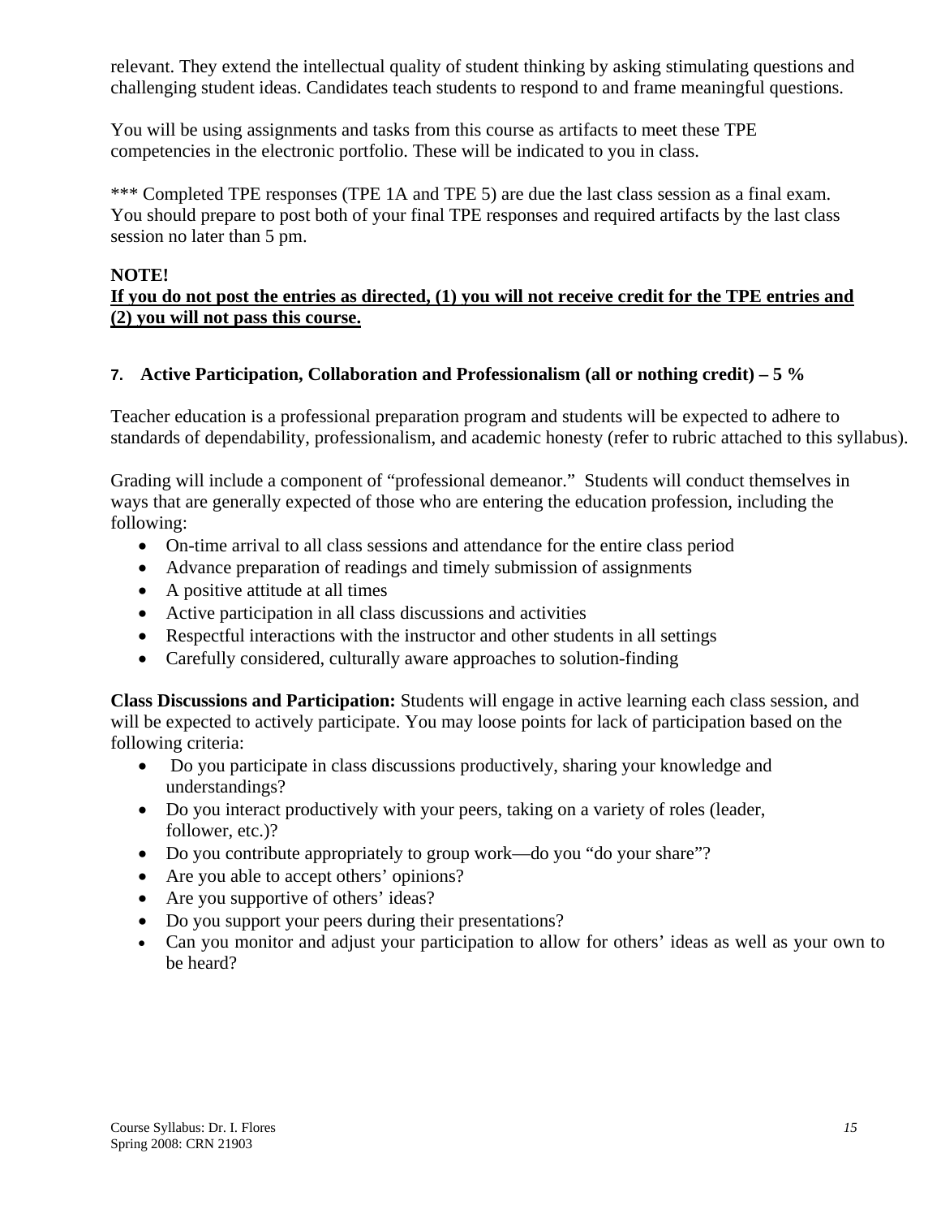relevant. They extend the intellectual quality of student thinking by asking stimulating questions and challenging student ideas. Candidates teach students to respond to and frame meaningful questions.

You will be using assignments and tasks from this course as artifacts to meet these TPE competencies in the electronic portfolio. These will be indicated to you in class.

*** Completed TPE responses (TPE 1A and TPE 5) are due the last class session as a final exam. You should prepare to post both of your final TPE responses and required artifacts by the last class session no later than 5 pm.

**NOTE!**
**<u>If you do not post the entries as directed, (1) you will not receive credit for the TPE entries and (2) you will not pass this course.</u>**

**7. Active Participation, Collaboration and Professionalism (all or nothing credit) – 5 %**

Teacher education is a professional preparation program and students will be expected to adhere to standards of dependability, professionalism, and academic honesty (refer to rubric attached to this syllabus).

Grading will include a component of "professional demeanor." Students will conduct themselves in ways that are generally expected of those who are entering the education profession, including the following:

- On-time arrival to all class sessions and attendance for the entire class period
- Advance preparation of readings and timely submission of assignments
- A positive attitude at all times
- Active participation in all class discussions and activities
- Respectful interactions with the instructor and other students in all settings
- Carefully considered, culturally aware approaches to solution-finding

**Class Discussions and Participation:** Students will engage in active learning each class session, and will be expected to actively participate. You may loose points for lack of participation based on the following criteria:

- Do you participate in class discussions productively, sharing your knowledge and understandings?
- Do you interact productively with your peers, taking on a variety of roles (leader, follower, etc.)?
- Do you contribute appropriately to group work—do you "do your share"?
- Are you able to accept others' opinions?
- Are you supportive of others' ideas?
- Do you support your peers during their presentations?
- Can you monitor and adjust your participation to allow for others' ideas as well as your own to be heard?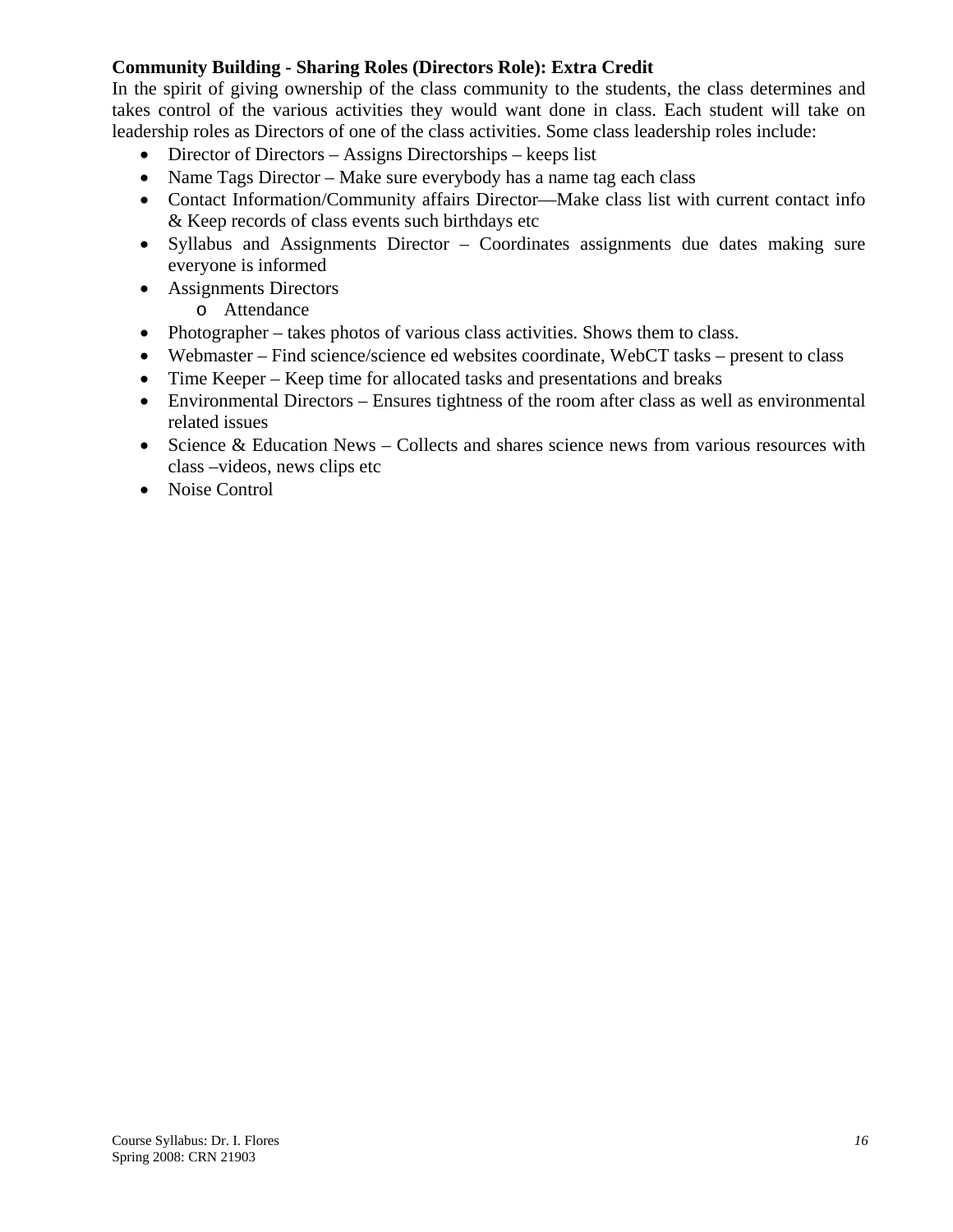**Community Building - Sharing Roles (Directors Role): Extra Credit**

In the spirit of giving ownership of the class community to the students, the class determines and takes control of the various activities they would want done in class. Each student will take on leadership roles as Directors of one of the class activities. Some class leadership roles include:

- Director of Directors – Assigns Directorships – keeps list
- Name Tags Director – Make sure everybody has a name tag each class
- Contact Information/Community affairs Director—Make class list with current contact info & Keep records of class events such birthdays etc
- Syllabus and Assignments Director – Coordinates assignments due dates making sure everyone is informed
- Assignments Directors
  - Attendance
- Photographer – takes photos of various class activities. Shows them to class.
- Webmaster – Find science/science ed websites coordinate, WebCT tasks – present to class
- Time Keeper – Keep time for allocated tasks and presentations and breaks
- Environmental Directors – Ensures tightness of the room after class as well as environmental related issues
- Science & Education News – Collects and shares science news from various resources with class –videos, news clips etc
- Noise Control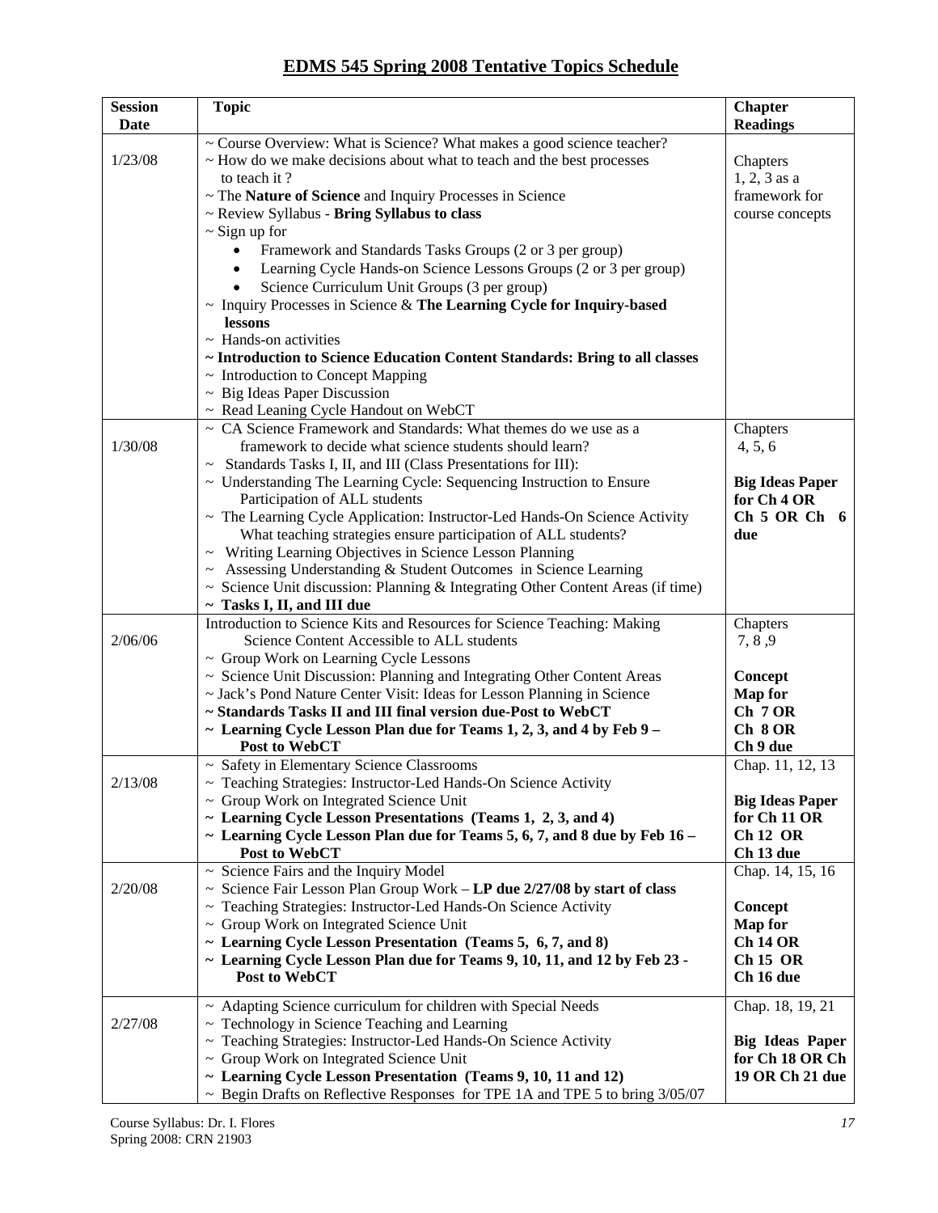# EDMS 545 Spring 2008 Tentative Topics Schedule

| Session Date | Topic | Chapter Readings |
|---|---|---|
| 1/23/08 | ~ Course Overview: What is Science? What makes a good science teacher?<br>~ How do we make decisions about what to teach and the best processes to teach it ?<br>~ The **Nature of Science** and Inquiry Processes in Science<br>~ Review Syllabus - **Bring Syllabus to class**<br>~ Sign up for<br>• Framework and Standards Tasks Groups (2 or 3 per group)<br>• Learning Cycle Hands-on Science Lessons Groups (2 or 3 per group)<br>• Science Curriculum Unit Groups (3 per group)<br>~ Inquiry Processes in Science & **The Learning Cycle for Inquiry-based lessons**<br>~ Hands-on activities<br>**~ Introduction to Science Education Content Standards: Bring to all classes**<br>~ Introduction to Concept Mapping<br>~ Big Ideas Paper Discussion<br>~ Read Leaning Cycle Handout on WebCT | Chapters 1, 2, 3 as a framework for course concepts |
| 1/30/08 | ~ CA Science Framework and Standards: What themes do we use as a framework to decide what science students should learn?<br>~ Standards Tasks I, II, and III (Class Presentations for III):<br>~ Understanding The Learning Cycle: Sequencing Instruction to Ensure Participation of ALL students<br>~ The Learning Cycle Application: Instructor-Led Hands-On Science Activity What teaching strategies ensure participation of ALL students?<br>~ Writing Learning Objectives in Science Lesson Planning<br>~ Assessing Understanding & Student Outcomes in Science Learning<br>~ Science Unit discussion: Planning & Integrating Other Content Areas (if time)<br>**~ Tasks I, II, and III due** | Chapters 4, 5, 6<br><br>**Big Ideas Paper for Ch 4 OR Ch 5 OR Ch 6 due** |
| 2/06/06 | Introduction to Science Kits and Resources for Science Teaching: Making Science Content Accessible to ALL students<br>~ Group Work on Learning Cycle Lessons<br>~ Science Unit Discussion: Planning and Integrating Other Content Areas<br>~ Jack's Pond Nature Center Visit: Ideas for Lesson Planning in Science<br>**~ Standards Tasks II and III final version due-Post to WebCT**<br>**~ Learning Cycle Lesson Plan due for Teams 1, 2, 3, and 4 by Feb 9 – Post to WebCT** | Chapters 7, 8 ,9<br><br>**Concept Map for Ch 7 OR Ch 8 OR Ch 9 due** |
| 2/13/08 | ~ Safety in Elementary Science Classrooms<br>~ Teaching Strategies: Instructor-Led Hands-On Science Activity<br>~ Group Work on Integrated Science Unit<br>**~ Learning Cycle Lesson Presentations (Teams 1, 2, 3, and 4)**<br>**~ Learning Cycle Lesson Plan due for Teams 5, 6, 7, and 8 due by Feb 16 – Post to WebCT** | Chap. 11, 12, 13<br><br>**Big Ideas Paper for Ch 11 OR Ch 12 OR Ch 13 due** |
| 2/20/08 | ~ Science Fairs and the Inquiry Model<br>~ Science Fair Lesson Plan Group Work – **LP due 2/27/08 by start of class**<br>~ Teaching Strategies: Instructor-Led Hands-On Science Activity<br>~ Group Work on Integrated Science Unit<br>**~ Learning Cycle Lesson Presentation (Teams 5, 6, 7, and 8)**<br>**~ Learning Cycle Lesson Plan due for Teams 9, 10, 11, and 12 by Feb 23 - Post to WebCT** | Chap. 14, 15, 16<br><br>**Concept Map for Ch 14 OR Ch 15 OR Ch 16 due** |
| 2/27/08 | ~ Adapting Science curriculum for children with Special Needs<br>~ Technology in Science Teaching and Learning<br>~ Teaching Strategies: Instructor-Led Hands-On Science Activity<br>~ Group Work on Integrated Science Unit<br>**~ Learning Cycle Lesson Presentation (Teams 9, 10, 11 and 12)**<br>~ Begin Drafts on Reflective Responses for TPE 1A and TPE 5 to bring 3/05/07 | Chap. 18, 19, 21<br><br>**Big Ideas Paper for Ch 18 OR Ch 19 OR Ch 21 due** |

Course Syllabus: Dr. I. Flores
Spring 2008: CRN 21903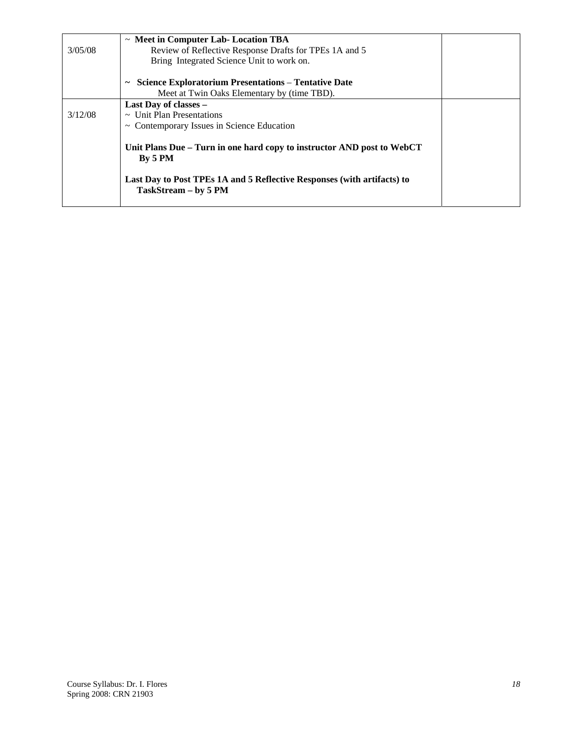| | | |
|---|---|---|
| 3/05/08 | ~ **Meet in Computer Lab- Location TBA**<br>Review of Reflective Response Drafts for TPEs 1A and 5<br>Bring Integrated Science Unit to work on.<br><br>**~ Science Exploratorium Presentations** – **Tentative Date**<br>Meet at Twin Oaks Elementary by (time TBD). | |
| 3/12/08 | **Last Day of classes –**<br>~ Unit Plan Presentations<br>~ Contemporary Issues in Science Education<br><br>**Unit Plans Due – Turn in one hard copy to instructor AND post to WebCT By 5 PM**<br><br>**Last Day to Post TPEs 1A and 5 Reflective Responses (with artifacts) to TaskStream – by 5 PM** | |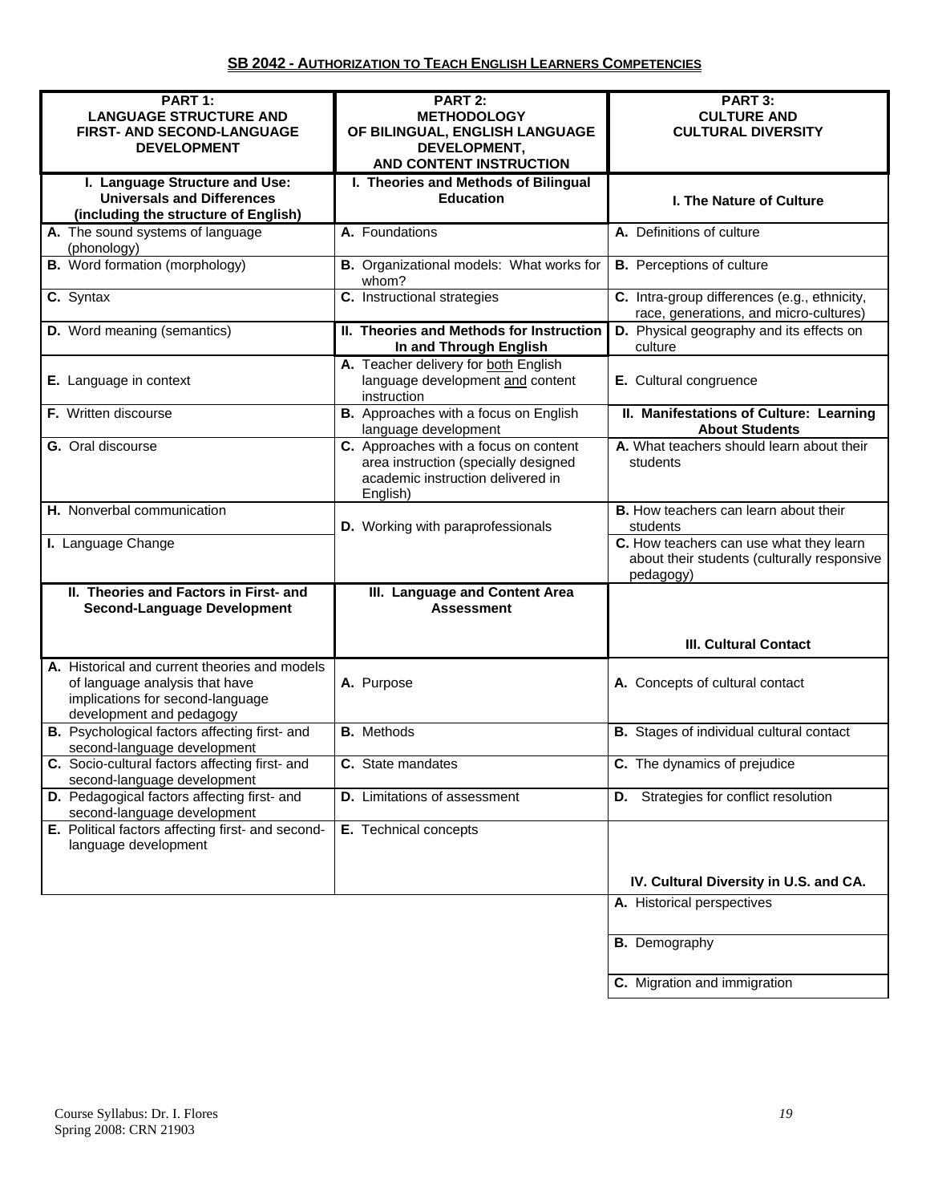## SB 2042 - AUTHORIZATION TO TEACH ENGLISH LEARNERS COMPETENCIES

| PART 1: LANGUAGE STRUCTURE AND FIRST- AND SECOND-LANGUAGE DEVELOPMENT | PART 2: METHODOLOGY OF BILINGUAL, ENGLISH LANGUAGE DEVELOPMENT, AND CONTENT INSTRUCTION | PART 3: CULTURE AND CULTURAL DIVERSITY |
|---|---|---|
| **I. Language Structure and Use: Universals and Differences (including the structure of English)** | **I. Theories and Methods of Bilingual Education** | **I. The Nature of Culture** |
| **A.** The sound systems of language (phonology) | **A.** Foundations | **A.** Definitions of culture |
| **B.** Word formation (morphology) | **B.** Organizational models: What works for whom? | **B.** Perceptions of culture |
| **C.** Syntax | **C.** Instructional strategies | **C.** Intra-group differences (e.g., ethnicity, race, generations, and micro-cultures) |
| **D.** Word meaning (semantics) | **II. Theories and Methods for Instruction In and Through English** | **D.** Physical geography and its effects on culture |
| **E.** Language in context | **A.** Teacher delivery for both English language development and content instruction | **E.** Cultural congruence |
| **F.** Written discourse | **B.** Approaches with a focus on English language development | **II. Manifestations of Culture: Learning About Students** |
| **G.** Oral discourse | **C.** Approaches with a focus on content area instruction (specially designed academic instruction delivered in English) | **A.** What teachers should learn about their students |
| **H.** Nonverbal communication | **D.** Working with paraprofessionals | **B.** How teachers can learn about their students |
| **I.** Language Change | | **C.** How teachers can use what they learn about their students (culturally responsive pedagogy) |
| **II. Theories and Factors in First- and Second-Language Development** | **III. Language and Content Area Assessment** | **III. Cultural Contact** |
| **A.** Historical and current theories and models of language analysis that have implications for second-language development and pedagogy | **A.** Purpose | **A.** Concepts of cultural contact |
| **B.** Psychological factors affecting first- and second-language development | **B.** Methods | **B.** Stages of individual cultural contact |
| **C.** Socio-cultural factors affecting first- and second-language development | **C.** State mandates | **C.** The dynamics of prejudice |
| **D.** Pedagogical factors affecting first- and second-language development | **D.** Limitations of assessment | **D.** Strategies for conflict resolution |
| **E.** Political factors affecting first- and second-language development | **E.** Technical concepts | **IV. Cultural Diversity in U.S. and CA.** |
| | | **A.** Historical perspectives |
| | | **B.** Demography |
| | | **C.** Migration and immigration |

Course Syllabus: Dr. I. Flores
Spring 2008: CRN 21903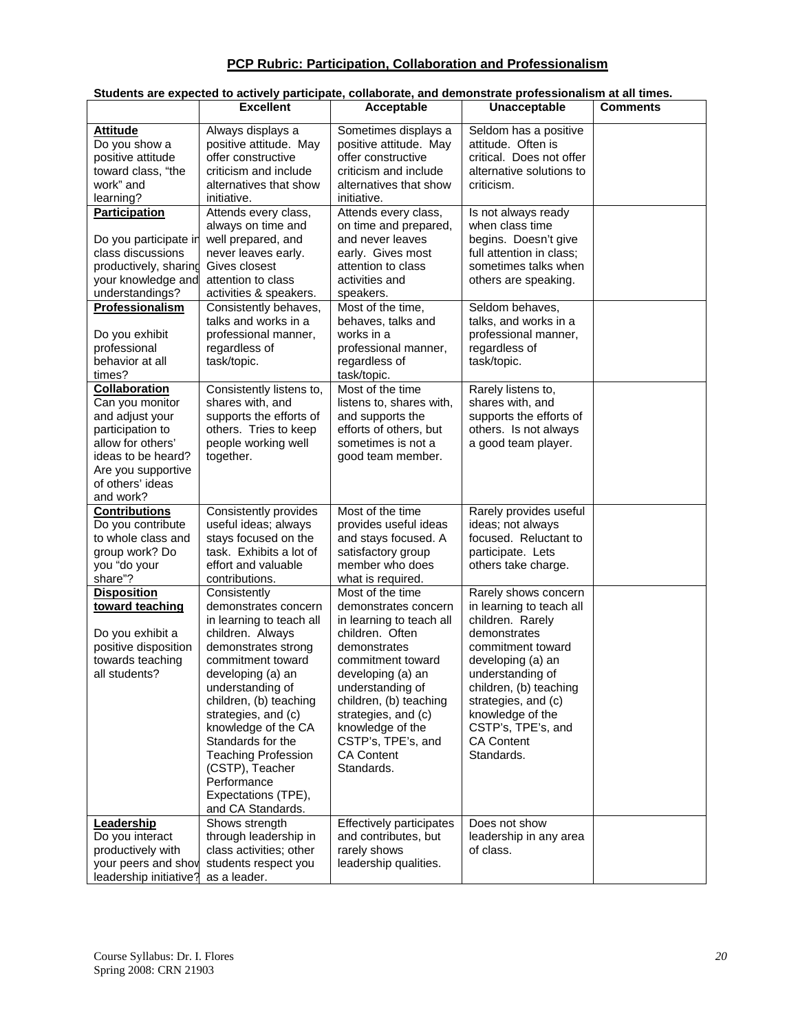## PCP Rubric: Participation, Collaboration and Professionalism

**Students are expected to actively participate, collaborate, and demonstrate professionalism at all times.**

| | Excellent | Acceptable | Unacceptable | Comments |
|---|---|---|---|---|
| **Attitude** Do you show a positive attitude toward class, "the work" and learning? | Always displays a positive attitude. May offer constructive criticism and include alternatives that show initiative. | Sometimes displays a positive attitude. May offer constructive criticism and include alternatives that show initiative. | Seldom has a positive attitude. Often is critical. Does not offer alternative solutions to criticism. | |
| **Participation** Do you participate in class discussions productively, sharing your knowledge and understandings? | Attends every class, always on time and well prepared, and never leaves early. Gives closest attention to class activities & speakers. | Attends every class, on time and prepared, and never leaves early. Gives most attention to class activities and speakers. | Is not always ready when class time begins. Doesn't give full attention in class; sometimes talks when others are speaking. | |
| **Professionalism** Do you exhibit professional behavior at all times? | Consistently behaves, talks and works in a professional manner, regardless of task/topic. | Most of the time, behaves, talks and works in a professional manner, regardless of task/topic. | Seldom behaves, talks, and works in a professional manner, regardless of task/topic. | |
| **Collaboration** Can you monitor and adjust your participation to allow for others' ideas to be heard? Are you supportive of others' ideas and work? | Consistently listens to, shares with, and supports the efforts of others. Tries to keep people working well together. | Most of the time listens to, shares with, and supports the efforts of others, but sometimes is not a good team member. | Rarely listens to, shares with, and supports the efforts of others. Is not always a good team player. | |
| **Contributions** Do you contribute to whole class and group work? Do you "do your share"? | Consistently provides useful ideas; always stays focused on the task. Exhibits a lot of effort and valuable contributions. | Most of the time provides useful ideas and stays focused. A satisfactory group member who does what is required. | Rarely provides useful ideas; not always focused. Reluctant to participate. Lets others take charge. | |
| **Disposition toward teaching** Do you exhibit a positive disposition towards teaching all students? | Consistently demonstrates concern in learning to teach all children. Always demonstrates strong commitment toward developing (a) an understanding of children, (b) teaching strategies, and (c) knowledge of the CA Standards for the Teaching Profession (CSTP), Teacher Performance Expectations (TPE), and CA Standards. | Most of the time demonstrates concern in learning to teach all children. Often demonstrates commitment toward developing (a) an understanding of children, (b) teaching strategies, and (c) knowledge of the CSTP's, TPE's, and CA Content Standards. | Rarely shows concern in learning to teach all children. Rarely demonstrates commitment toward developing (a) an understanding of children, (b) teaching strategies, and (c) knowledge of the CSTP's, TPE's, and CA Content Standards. | |
| **Leadership** Do you interact productively with your peers and show leadership initiative? | Shows strength through leadership in class activities; other students respect you as a leader. | Effectively participates and contributes, but rarely shows leadership qualities. | Does not show leadership in any area of class. | |